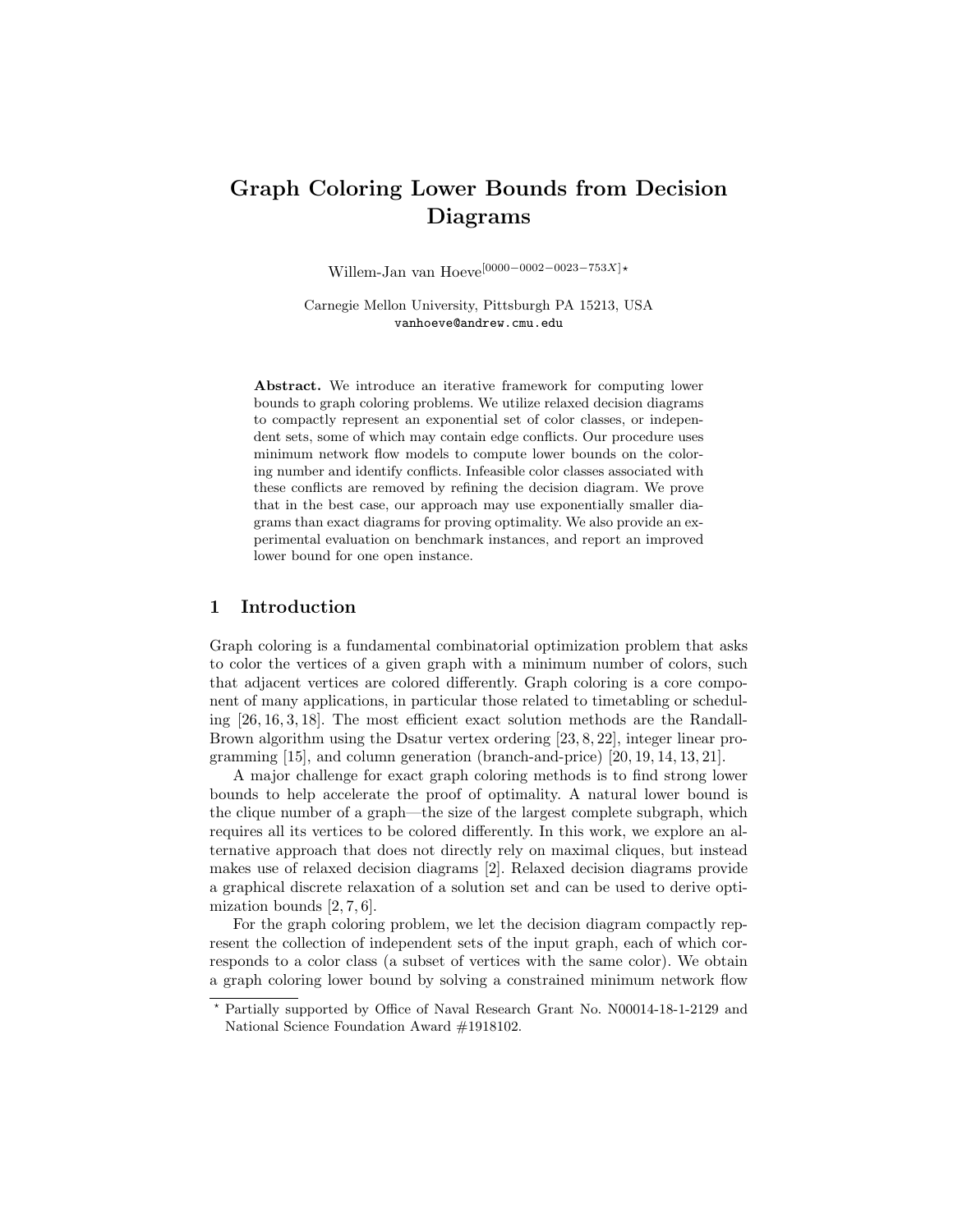# Graph Coloring Lower Bounds from Decision Diagrams

Willem-Jan van Hoeve[0000−0002−0023−753X] *

Carnegie Mellon University, Pittsburgh PA 15213, USA
vanhoeve@andrew.cmu.edu

**Abstract.** We introduce an iterative framework for computing lower bounds to graph coloring problems. We utilize relaxed decision diagrams to compactly represent an exponential set of color classes, or independent sets, some of which may contain edge conflicts. Our procedure uses minimum network flow models to compute lower bounds on the coloring number and identify conflicts. Infeasible color classes associated with these conflicts are removed by refining the decision diagram. We prove that in the best case, our approach may use exponentially smaller diagrams than exact diagrams for proving optimality. We also provide an experimental evaluation on benchmark instances, and report an improved lower bound for one open instance.

## 1 Introduction

Graph coloring is a fundamental combinatorial optimization problem that asks to color the vertices of a given graph with a minimum number of colors, such that adjacent vertices are colored differently. Graph coloring is a core component of many applications, in particular those related to timetabling or scheduling [26, 16, 3, 18]. The most efficient exact solution methods are the Randall-Brown algorithm using the Dsatur vertex ordering [23, 8, 22], integer linear programming [15], and column generation (branch-and-price) [20, 19, 14, 13, 21].

A major challenge for exact graph coloring methods is to find strong lower bounds to help accelerate the proof of optimality. A natural lower bound is the clique number of a graph—the size of the largest complete subgraph, which requires all its vertices to be colored differently. In this work, we explore an alternative approach that does not directly rely on maximal cliques, but instead makes use of relaxed decision diagrams [2]. Relaxed decision diagrams provide a graphical discrete relaxation of a solution set and can be used to derive optimization bounds [2, 7, 6].

For the graph coloring problem, we let the decision diagram compactly represent the collection of independent sets of the input graph, each of which corresponds to a color class (a subset of vertices with the same color). We obtain a graph coloring lower bound by solving a constrained minimum network flow

* Partially supported by Office of Naval Research Grant No. N00014-18-1-2129 and National Science Foundation Award #1918102.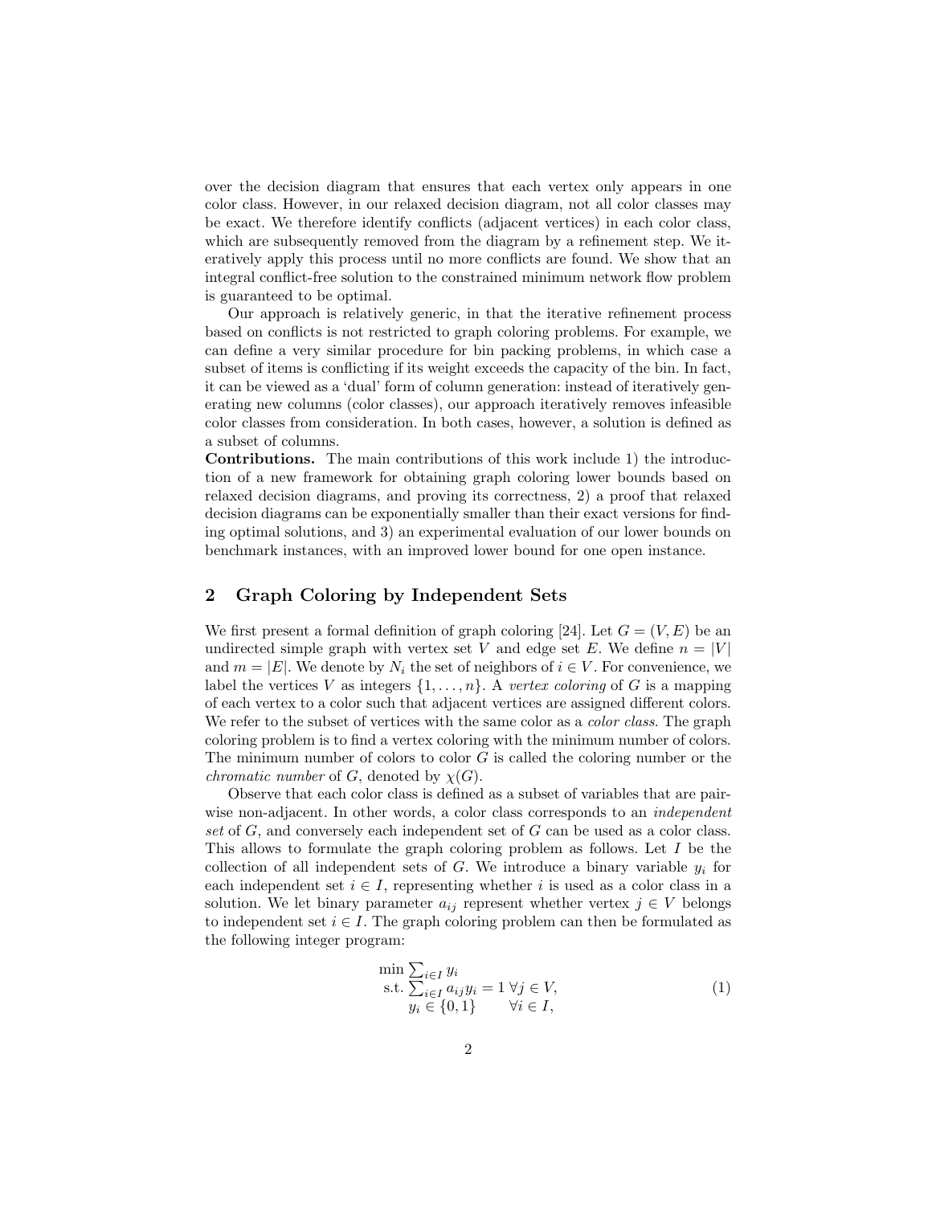over the decision diagram that ensures that each vertex only appears in one color class. However, in our relaxed decision diagram, not all color classes may be exact. We therefore identify conflicts (adjacent vertices) in each color class, which are subsequently removed from the diagram by a refinement step. We iteratively apply this process until no more conflicts are found. We show that an integral conflict-free solution to the constrained minimum network flow problem is guaranteed to be optimal.

Our approach is relatively generic, in that the iterative refinement process based on conflicts is not restricted to graph coloring problems. For example, we can define a very similar procedure for bin packing problems, in which case a subset of items is conflicting if its weight exceeds the capacity of the bin. In fact, it can be viewed as a 'dual' form of column generation: instead of iteratively generating new columns (color classes), our approach iteratively removes infeasible color classes from consideration. In both cases, however, a solution is defined as a subset of columns.

**Contributions.** The main contributions of this work include 1) the introduction of a new framework for obtaining graph coloring lower bounds based on relaxed decision diagrams, and proving its correctness, 2) a proof that relaxed decision diagrams can be exponentially smaller than their exact versions for finding optimal solutions, and 3) an experimental evaluation of our lower bounds on benchmark instances, with an improved lower bound for one open instance.

## 2 Graph Coloring by Independent Sets

We first present a formal definition of graph coloring [24]. Let $G = (V, E)$ be an undirected simple graph with vertex set $V$ and edge set $E$. We define $n = |V|$ and $m = |E|$. We denote by $N_i$ the set of neighbors of $i \in V$. For convenience, we label the vertices $V$ as integers $\{1, \ldots, n\}$. A *vertex coloring* of $G$ is a mapping of each vertex to a color such that adjacent vertices are assigned different colors. We refer to the subset of vertices with the same color as a *color class*. The graph coloring problem is to find a vertex coloring with the minimum number of colors. The minimum number of colors to color $G$ is called the coloring number or the *chromatic number* of $G$, denoted by $\chi(G)$.

Observe that each color class is defined as a subset of variables that are pairwise non-adjacent. In other words, a color class corresponds to an *independent set* of $G$, and conversely each independent set of $G$ can be used as a color class. This allows to formulate the graph coloring problem as follows. Let $I$ be the collection of all independent sets of $G$. We introduce a binary variable $y_i$ for each independent set $i \in I$, representing whether $i$ is used as a color class in a solution. We let binary parameter $a_{ij}$ represent whether vertex $j \in V$ belongs to independent set $i \in I$. The graph coloring problem can then be formulated as the following integer program:

$$
\begin{array}{ll}
\min \sum_{i \in I} y_i & \\
\text{s.t.} \sum_{i \in I} a_{ij} y_i = 1 & \forall j \in V, \\
\quad y_i \in \{0, 1\} & \forall i \in I,
\end{array}
\tag{1}
$$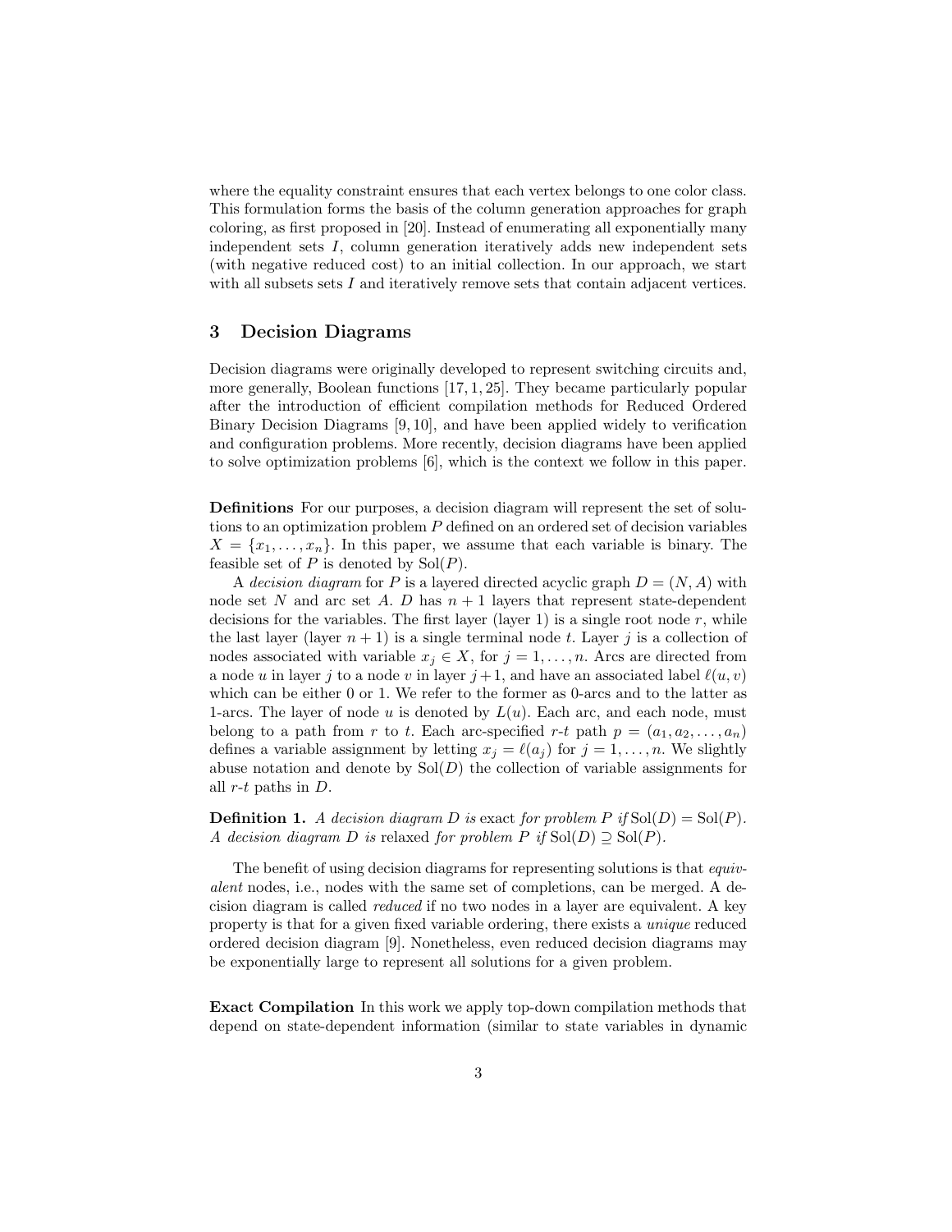where the equality constraint ensures that each vertex belongs to one color class. This formulation forms the basis of the column generation approaches for graph coloring, as first proposed in [20]. Instead of enumerating all exponentially many independent sets $I$, column generation iteratively adds new independent sets (with negative reduced cost) to an initial collection. In our approach, we start with all subsets sets $I$ and iteratively remove sets that contain adjacent vertices.

## 3 Decision Diagrams

Decision diagrams were originally developed to represent switching circuits and, more generally, Boolean functions [17, 1, 25]. They became particularly popular after the introduction of efficient compilation methods for Reduced Ordered Binary Decision Diagrams [9, 10], and have been applied widely to verification and configuration problems. More recently, decision diagrams have been applied to solve optimization problems [6], which is the context we follow in this paper.

**Definitions** For our purposes, a decision diagram will represent the set of solutions to an optimization problem $P$ defined on an ordered set of decision variables $X = \{x_1, \ldots, x_n\}$. In this paper, we assume that each variable is binary. The feasible set of $P$ is denoted by $\mathrm{Sol}(P)$.

A *decision diagram* for $P$ is a layered directed acyclic graph $D = (N, A)$ with node set $N$ and arc set $A$. $D$ has $n + 1$ layers that represent state-dependent decisions for the variables. The first layer (layer 1) is a single root node $r$, while the last layer (layer $n + 1$) is a single terminal node $t$. Layer $j$ is a collection of nodes associated with variable $x_j \in X$, for $j = 1, \ldots, n$. Arcs are directed from a node $u$ in layer $j$ to a node $v$ in layer $j + 1$, and have an associated label $\ell(u, v)$ which can be either 0 or 1. We refer to the former as 0-arcs and to the latter as 1-arcs. The layer of node $u$ is denoted by $L(u)$. Each arc, and each node, must belong to a path from $r$ to $t$. Each arc-specified $r$-$t$ path $p = (a_1, a_2, \ldots, a_n)$ defines a variable assignment by letting $x_j = \ell(a_j)$ for $j = 1, \ldots, n$. We slightly abuse notation and denote by $\mathrm{Sol}(D)$ the collection of variable assignments for all $r$-$t$ paths in $D$.

**Definition 1.** *A decision diagram $D$ is* exact *for problem $P$ if $\mathrm{Sol}(D) = \mathrm{Sol}(P)$. A decision diagram $D$ is* relaxed *for problem $P$ if $\mathrm{Sol}(D) \supseteq \mathrm{Sol}(P)$.*

The benefit of using decision diagrams for representing solutions is that *equivalent* nodes, i.e., nodes with the same set of completions, can be merged. A decision diagram is called *reduced* if no two nodes in a layer are equivalent. A key property is that for a given fixed variable ordering, there exists a *unique* reduced ordered decision diagram [9]. Nonetheless, even reduced decision diagrams may be exponentially large to represent all solutions for a given problem.

**Exact Compilation** In this work we apply top-down compilation methods that depend on state-dependent information (similar to state variables in dynamic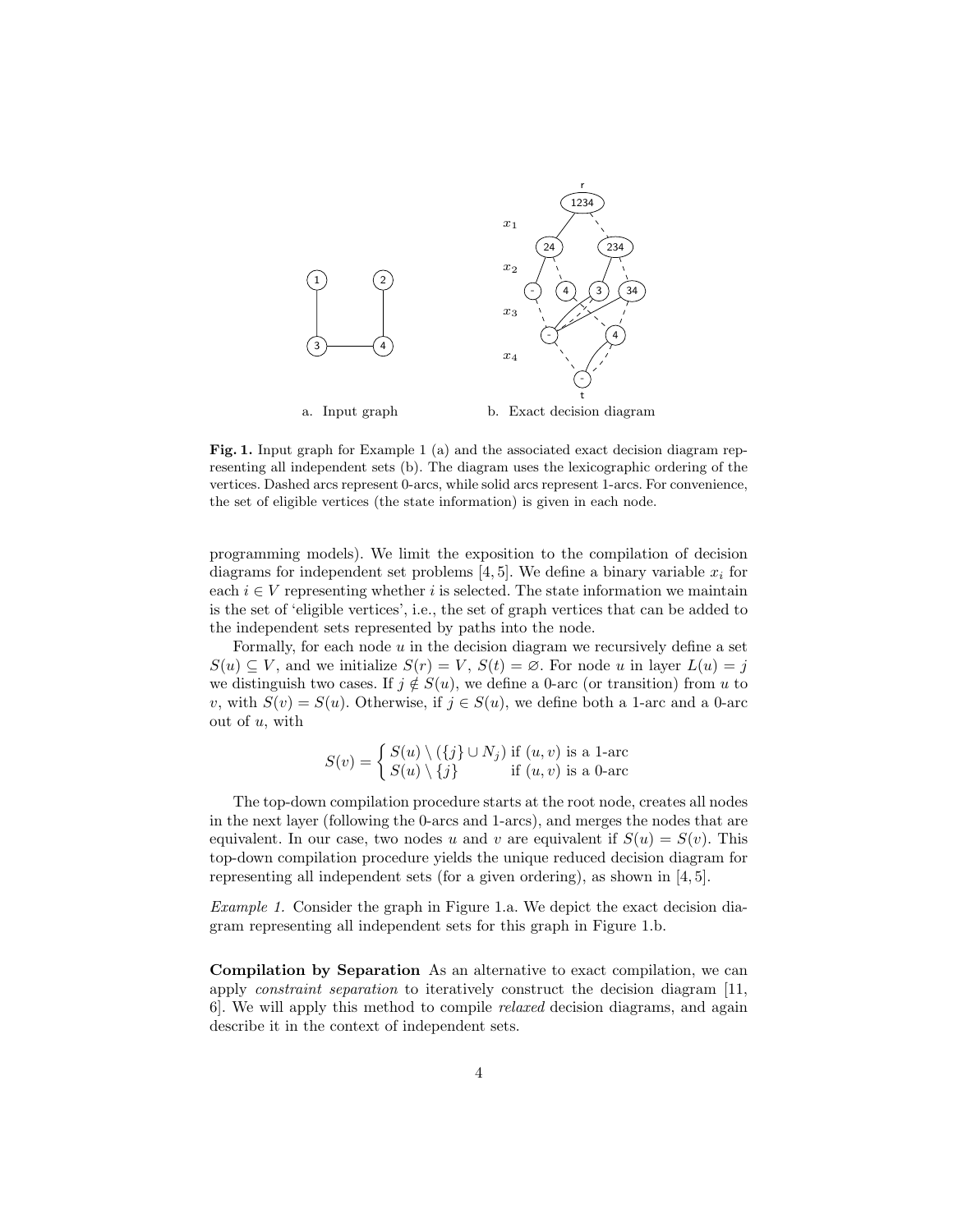a. Input graph b. Exact decision diagram

**Fig. 1.** Input graph for Example 1 (a) and the associated exact decision diagram representing all independent sets (b). The diagram uses the lexicographic ordering of the vertices. Dashed arcs represent 0-arcs, while solid arcs represent 1-arcs. For convenience, the set of eligible vertices (the state information) is given in each node.

programming models). We limit the exposition to the compilation of decision diagrams for independent set problems [4, 5]. We define a binary variable $x_i$ for each $i \in V$ representing whether $i$ is selected. The state information we maintain is the set of 'eligible vertices', i.e., the set of graph vertices that can be added to the independent sets represented by paths into the node.

Formally, for each node $u$ in the decision diagram we recursively define a set $S(u) \subseteq V$, and we initialize $S(r) = V$, $S(t) = \emptyset$. For node $u$ in layer $L(u) = j$ we distinguish two cases. If $j \notin S(u)$, we define a 0-arc (or transition) from $u$ to $v$, with $S(v) = S(u)$. Otherwise, if $j \in S(u)$, we define both a 1-arc and a 0-arc out of $u$, with

$$S(v) = \begin{cases} S(u) \setminus (\{j\} \cup N_j) & \text{if } (u, v) \text{ is a 1-arc} \\ S(u) \setminus \{j\} & \text{if } (u, v) \text{ is a 0-arc} \end{cases}$$

The top-down compilation procedure starts at the root node, creates all nodes in the next layer (following the 0-arcs and 1-arcs), and merges the nodes that are equivalent. In our case, two nodes $u$ and $v$ are equivalent if $S(u) = S(v)$. This top-down compilation procedure yields the unique reduced decision diagram for representing all independent sets (for a given ordering), as shown in [4, 5].

*Example 1.* Consider the graph in Figure 1.a. We depict the exact decision diagram representing all independent sets for this graph in Figure 1.b.

**Compilation by Separation** As an alternative to exact compilation, we can apply *constraint separation* to iteratively construct the decision diagram [11, 6]. We will apply this method to compile *relaxed* decision diagrams, and again describe it in the context of independent sets.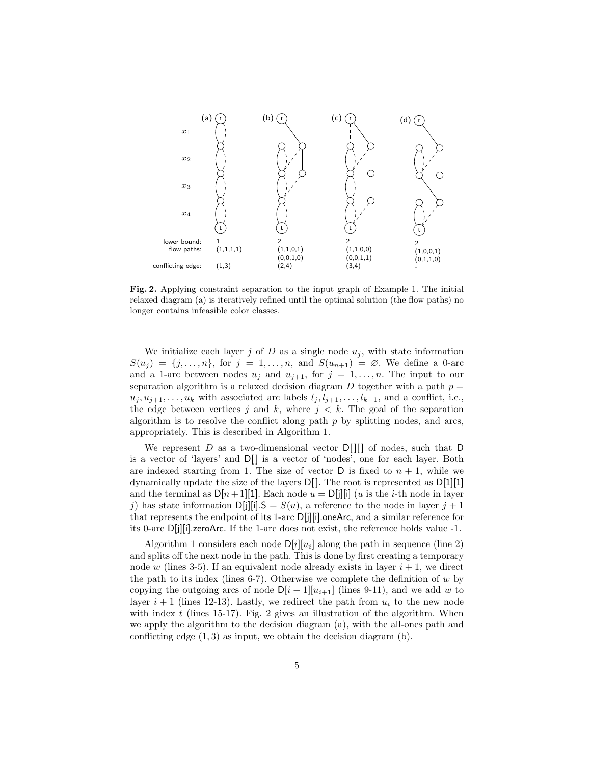| | (a) | (b) | (c) | (d) |
|---|---|---|---|---|
| lower bound: | 1 | 2 | 2 | 2 |
| flow paths: | (1,1,1,1) | (1,1,0,1) (0,0,1,0) | (1,1,0,0) (0,0,1,1) | (1,0,0,1) (0,1,1,0) |
| conflicting edge: | (1,3) | (2,4) | (3,4) | - |

**Fig. 2.** Applying constraint separation to the input graph of Example 1. The initial relaxed diagram (a) is iteratively refined until the optimal solution (the flow paths) no longer contains infeasible color classes.

We initialize each layer $j$ of $D$ as a single node $u_j$, with state information $S(u_j) = \{j, \ldots, n\}$, for $j = 1, \ldots, n$, and $S(u_{n+1}) = \varnothing$. We define a 0-arc and a 1-arc between nodes $u_j$ and $u_{j+1}$, for $j = 1, \ldots, n$. The input to our separation algorithm is a relaxed decision diagram $D$ together with a path $p = u_j, u_{j+1}, \ldots, u_k$ with associated arc labels $l_j, l_{j+1}, \ldots, l_{k-1}$, and a conflict, i.e., the edge between vertices $j$ and $k$, where $j < k$. The goal of the separation algorithm is to resolve the conflict along path $p$ by splitting nodes, and arcs, appropriately. This is described in Algorithm 1.

We represent $D$ as a two-dimensional vector D[][] of nodes, such that D is a vector of 'layers' and D[] is a vector of 'nodes', one for each layer. Both are indexed starting from 1. The size of vector D is fixed to $n+1$, while we dynamically update the size of the layers D[]. The root is represented as D[1][1] and the terminal as D[$n+1$][1]. Each node $u$ = D[j][i] ($u$ is the $i$-th node in layer $j$) has state information D[j][i].S = $S(u)$, a reference to the node in layer $j+1$ that represents the endpoint of its 1-arc D[j][i].oneArc, and a similar reference for its 0-arc D[j][i].zeroArc. If the 1-arc does not exist, the reference holds value -1.

Algorithm 1 considers each node D[$i$][$u_i$] along the path in sequence (line 2) and splits off the next node in the path. This is done by first creating a temporary node $w$ (lines 3-5). If an equivalent node already exists in layer $i+1$, we direct the path to its index (lines 6-7). Otherwise we complete the definition of $w$ by copying the outgoing arcs of node D[$i+1$][$u_{i+1}$] (lines 9-11), and we add $w$ to layer $i+1$ (lines 12-13). Lastly, we redirect the path from $u_i$ to the new node with index $t$ (lines 15-17). Fig. 2 gives an illustration of the algorithm. When we apply the algorithm to the decision diagram (a), with the all-ones path and conflicting edge $(1,3)$ as input, we obtain the decision diagram (b).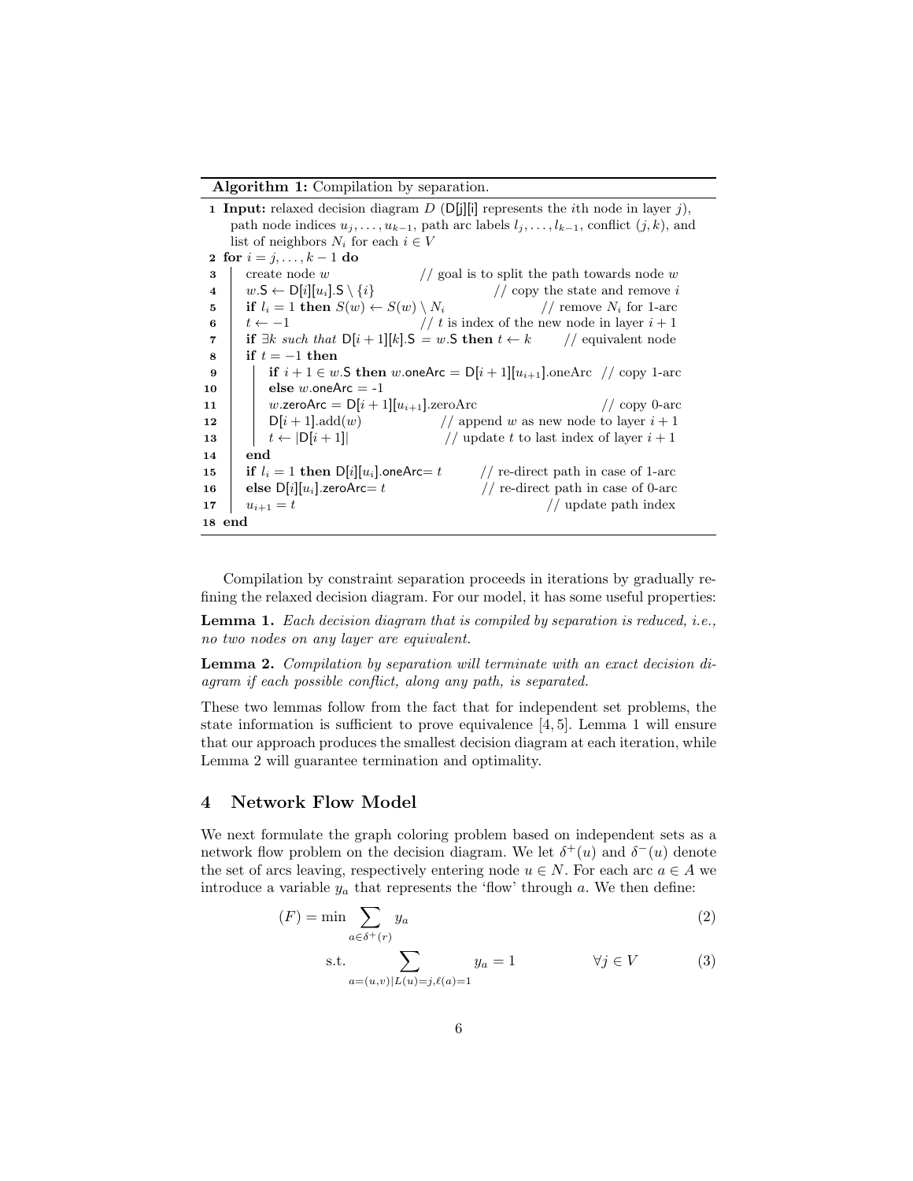**Algorithm 1:** Compilation by separation.

```
1  Input: relaxed decision diagram D (D[j][i] represents the ith node in layer j),
   path node indices u_j, ..., u_{k-1}, path arc labels l_j, ..., l_{k-1}, conflict (j, k), and
   list of neighbors N_i for each i ∈ V
2  for i = j, ..., k − 1 do
3  |   create node w                          // goal is to split the path towards node w
4  |   w.S ← D[i][u_i].S \ {i}                // copy the state and remove i
5  |   if l_i = 1 then S(w) ← S(w) \ N_i      // remove N_i for 1-arc
6  |   t ← −1                                 // t is index of the new node in layer i + 1
7  |   if ∃k such that D[i + 1][k].S = w.S then t ← k      // equivalent node
8  |   if t = −1 then
9  |   |   if i + 1 ∈ w.S then w.oneArc = D[i + 1][u_{i+1}].oneArc   // copy 1-arc
10 |   |   else w.oneArc = -1
11 |   |   w.zeroArc = D[i + 1][u_{i+1}].zeroArc                       // copy 0-arc
12 |   |   D[i + 1].add(w)                    // append w as new node to layer i + 1
13 |   |   t ← |D[i + 1]|                     // update t to last index of layer i + 1
14 |   end
15 |   if l_i = 1 then D[i][u_i].oneArc= t    // re-direct path in case of 1-arc
16 |   else D[i][u_i].zeroArc= t              // re-direct path in case of 0-arc
17 |   u_{i+1} = t                            // update path index
18 end
```

Compilation by constraint separation proceeds in iterations by gradually refining the relaxed decision diagram. For our model, it has some useful properties:

**Lemma 1.** *Each decision diagram that is compiled by separation is reduced, i.e., no two nodes on any layer are equivalent.*

**Lemma 2.** *Compilation by separation will terminate with an exact decision diagram if each possible conflict, along any path, is separated.*

These two lemmas follow from the fact that for independent set problems, the state information is sufficient to prove equivalence [4, 5]. Lemma 1 will ensure that our approach produces the smallest decision diagram at each iteration, while Lemma 2 will guarantee termination and optimality.

## 4 Network Flow Model

We next formulate the graph coloring problem based on independent sets as a network flow problem on the decision diagram. We let $\delta^+(u)$ and $\delta^-(u)$ denote the set of arcs leaving, respectively entering node $u \in N$. For each arc $a \in A$ we introduce a variable $y_a$ that represents the 'flow' through $a$. We then define:

$$(F) = \min \sum_{a \in \delta^+(r)} y_a \qquad (2)$$

$$\text{s.t.} \sum_{a=(u,v) | L(u)=j, \ell(a)=1} y_a = 1 \qquad \forall j \in V \qquad (3)$$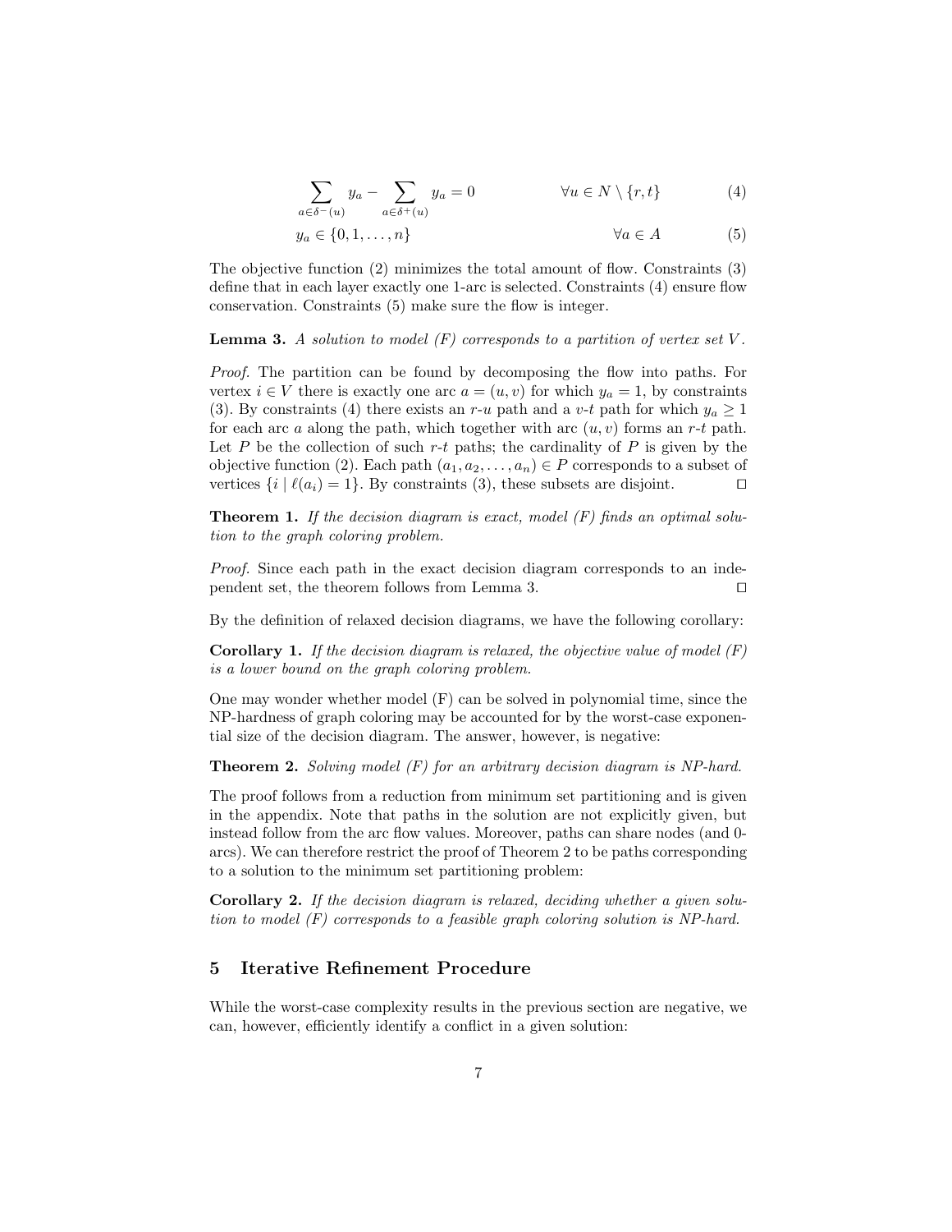$$\sum_{a \in \delta^-(u)} y_a - \sum_{a \in \delta^+(u)} y_a = 0 \qquad \forall u \in N \setminus \{r, t\} \qquad (4)$$

$$y_a \in \{0, 1, \ldots, n\} \qquad \forall a \in A \qquad (5)$$

The objective function (2) minimizes the total amount of flow. Constraints (3) define that in each layer exactly one 1-arc is selected. Constraints (4) ensure flow conservation. Constraints (5) make sure the flow is integer.

**Lemma 3.** *A solution to model (F) corresponds to a partition of vertex set $V$.*

*Proof.* The partition can be found by decomposing the flow into paths. For vertex $i \in V$ there is exactly one arc $a = (u, v)$ for which $y_a = 1$, by constraints (3). By constraints (4) there exists an $r$-$u$ path and a $v$-$t$ path for which $y_a \geq 1$ for each arc $a$ along the path, which together with arc $(u, v)$ forms an $r$-$t$ path. Let $P$ be the collection of such $r$-$t$ paths; the cardinality of $P$ is given by the objective function (2). Each path $(a_1, a_2, \ldots, a_n) \in P$ corresponds to a subset of vertices $\{i \mid \ell(a_i) = 1\}$. By constraints (3), these subsets are disjoint. ◻

**Theorem 1.** *If the decision diagram is exact, model (F) finds an optimal solution to the graph coloring problem.*

*Proof.* Since each path in the exact decision diagram corresponds to an independent set, the theorem follows from Lemma 3. ◻

By the definition of relaxed decision diagrams, we have the following corollary:

**Corollary 1.** *If the decision diagram is relaxed, the objective value of model (F) is a lower bound on the graph coloring problem.*

One may wonder whether model (F) can be solved in polynomial time, since the NP-hardness of graph coloring may be accounted for by the worst-case exponential size of the decision diagram. The answer, however, is negative:

**Theorem 2.** *Solving model (F) for an arbitrary decision diagram is NP-hard.*

The proof follows from a reduction from minimum set partitioning and is given in the appendix. Note that paths in the solution are not explicitly given, but instead follow from the arc flow values. Moreover, paths can share nodes (and 0-arcs). We can therefore restrict the proof of Theorem 2 to be paths corresponding to a solution to the minimum set partitioning problem:

**Corollary 2.** *If the decision diagram is relaxed, deciding whether a given solution to model (F) corresponds to a feasible graph coloring solution is NP-hard.*

## 5 Iterative Refinement Procedure

While the worst-case complexity results in the previous section are negative, we can, however, efficiently identify a conflict in a given solution: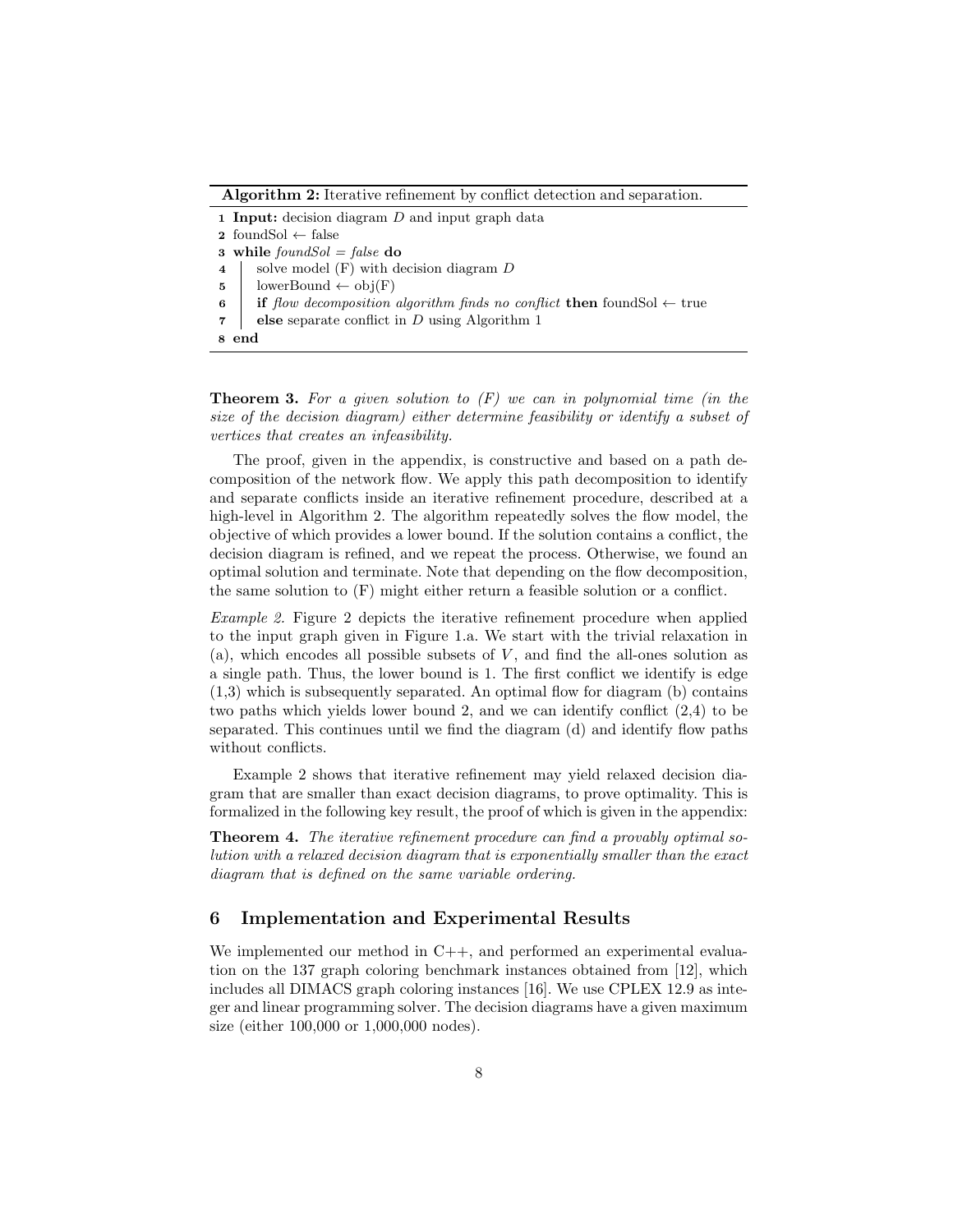**Algorithm 2:** Iterative refinement by conflict detection and separation.

```
1 Input: decision diagram D and input graph data
2 foundSol ← false
3 while foundSol = false do
4     solve model (F) with decision diagram D
5     lowerBound ← obj(F)
6     if flow decomposition algorithm finds no conflict then foundSol ← true
7     else separate conflict in D using Algorithm 1
8 end
```

**Theorem 3.** *For a given solution to (F) we can in polynomial time (in the size of the decision diagram) either determine feasibility or identify a subset of vertices that creates an infeasibility.*

The proof, given in the appendix, is constructive and based on a path decomposition of the network flow. We apply this path decomposition to identify and separate conflicts inside an iterative refinement procedure, described at a high-level in Algorithm 2. The algorithm repeatedly solves the flow model, the objective of which provides a lower bound. If the solution contains a conflict, the decision diagram is refined, and we repeat the process. Otherwise, we found an optimal solution and terminate. Note that depending on the flow decomposition, the same solution to (F) might either return a feasible solution or a conflict.

*Example 2.* Figure 2 depicts the iterative refinement procedure when applied to the input graph given in Figure 1.a. We start with the trivial relaxation in (a), which encodes all possible subsets of $V$, and find the all-ones solution as a single path. Thus, the lower bound is 1. The first conflict we identify is edge (1,3) which is subsequently separated. An optimal flow for diagram (b) contains two paths which yields lower bound 2, and we can identify conflict (2,4) to be separated. This continues until we find the diagram (d) and identify flow paths without conflicts.

Example 2 shows that iterative refinement may yield relaxed decision diagram that are smaller than exact decision diagrams, to prove optimality. This is formalized in the following key result, the proof of which is given in the appendix:

**Theorem 4.** *The iterative refinement procedure can find a provably optimal solution with a relaxed decision diagram that is exponentially smaller than the exact diagram that is defined on the same variable ordering.*

## 6 Implementation and Experimental Results

We implemented our method in C++, and performed an experimental evaluation on the 137 graph coloring benchmark instances obtained from [12], which includes all DIMACS graph coloring instances [16]. We use CPLEX 12.9 as integer and linear programming solver. The decision diagrams have a given maximum size (either 100,000 or 1,000,000 nodes).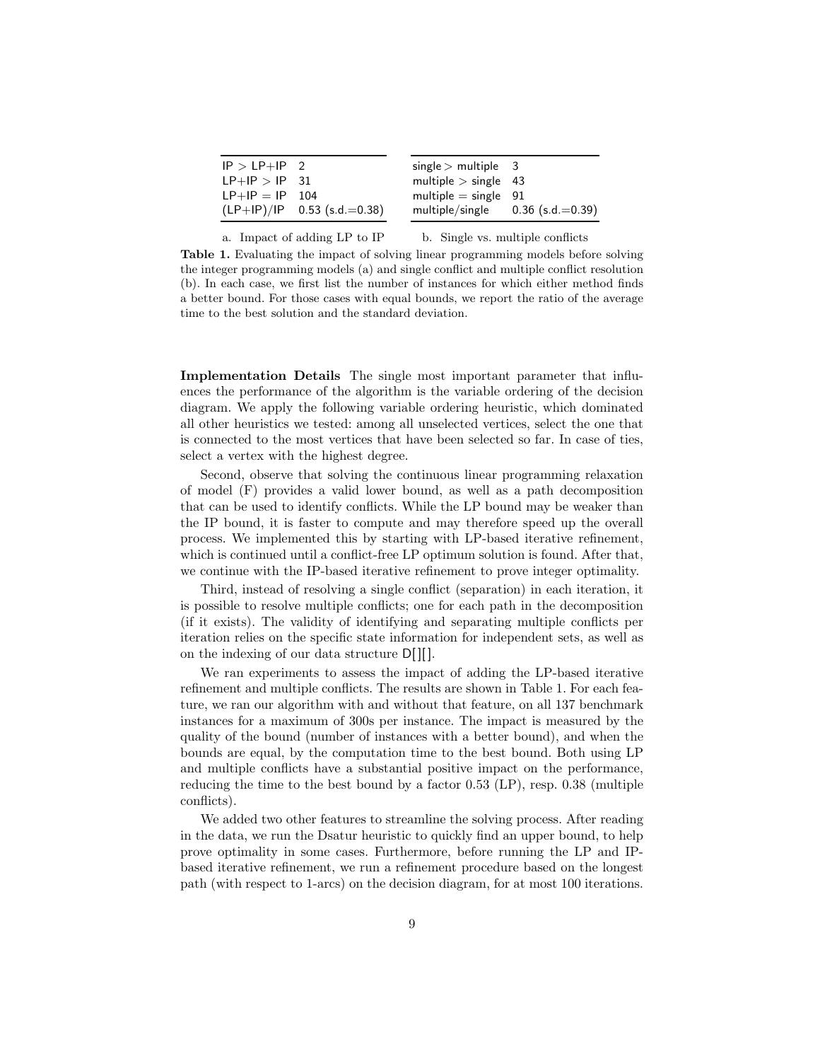| | |
|---|---|
| IP > LP+IP | 2 |
| LP+IP > IP | 31 |
| LP+IP = IP | 104 |
| (LP+IP)/IP | 0.53 (s.d.=0.38) |

a. Impact of adding LP to IP

| | |
|---|---|
| single > multiple | 3 |
| multiple > single | 43 |
| multiple = single | 91 |
| multiple/single | 0.36 (s.d.=0.39) |

b. Single vs. multiple conflicts

**Table 1.** Evaluating the impact of solving linear programming models before solving the integer programming models (a) and single conflict and multiple conflict resolution (b). In each case, we first list the number of instances for which either method finds a better bound. For those cases with equal bounds, we report the ratio of the average time to the best solution and the standard deviation.

**Implementation Details** The single most important parameter that influences the performance of the algorithm is the variable ordering of the decision diagram. We apply the following variable ordering heuristic, which dominated all other heuristics we tested: among all unselected vertices, select the one that is connected to the most vertices that have been selected so far. In case of ties, select a vertex with the highest degree.

Second, observe that solving the continuous linear programming relaxation of model (F) provides a valid lower bound, as well as a path decomposition that can be used to identify conflicts. While the LP bound may be weaker than the IP bound, it is faster to compute and may therefore speed up the overall process. We implemented this by starting with LP-based iterative refinement, which is continued until a conflict-free LP optimum solution is found. After that, we continue with the IP-based iterative refinement to prove integer optimality.

Third, instead of resolving a single conflict (separation) in each iteration, it is possible to resolve multiple conflicts; one for each path in the decomposition (if it exists). The validity of identifying and separating multiple conflicts per iteration relies on the specific state information for independent sets, as well as on the indexing of our data structure D[][].

We ran experiments to assess the impact of adding the LP-based iterative refinement and multiple conflicts. The results are shown in Table 1. For each feature, we ran our algorithm with and without that feature, on all 137 benchmark instances for a maximum of 300s per instance. The impact is measured by the quality of the bound (number of instances with a better bound), and when the bounds are equal, by the computation time to the best bound. Both using LP and multiple conflicts have a substantial positive impact on the performance, reducing the time to the best bound by a factor 0.53 (LP), resp. 0.38 (multiple conflicts).

We added two other features to streamline the solving process. After reading in the data, we run the Dsatur heuristic to quickly find an upper bound, to help prove optimality in some cases. Furthermore, before running the LP and IP-based iterative refinement, we run a refinement procedure based on the longest path (with respect to 1-arcs) on the decision diagram, for at most 100 iterations.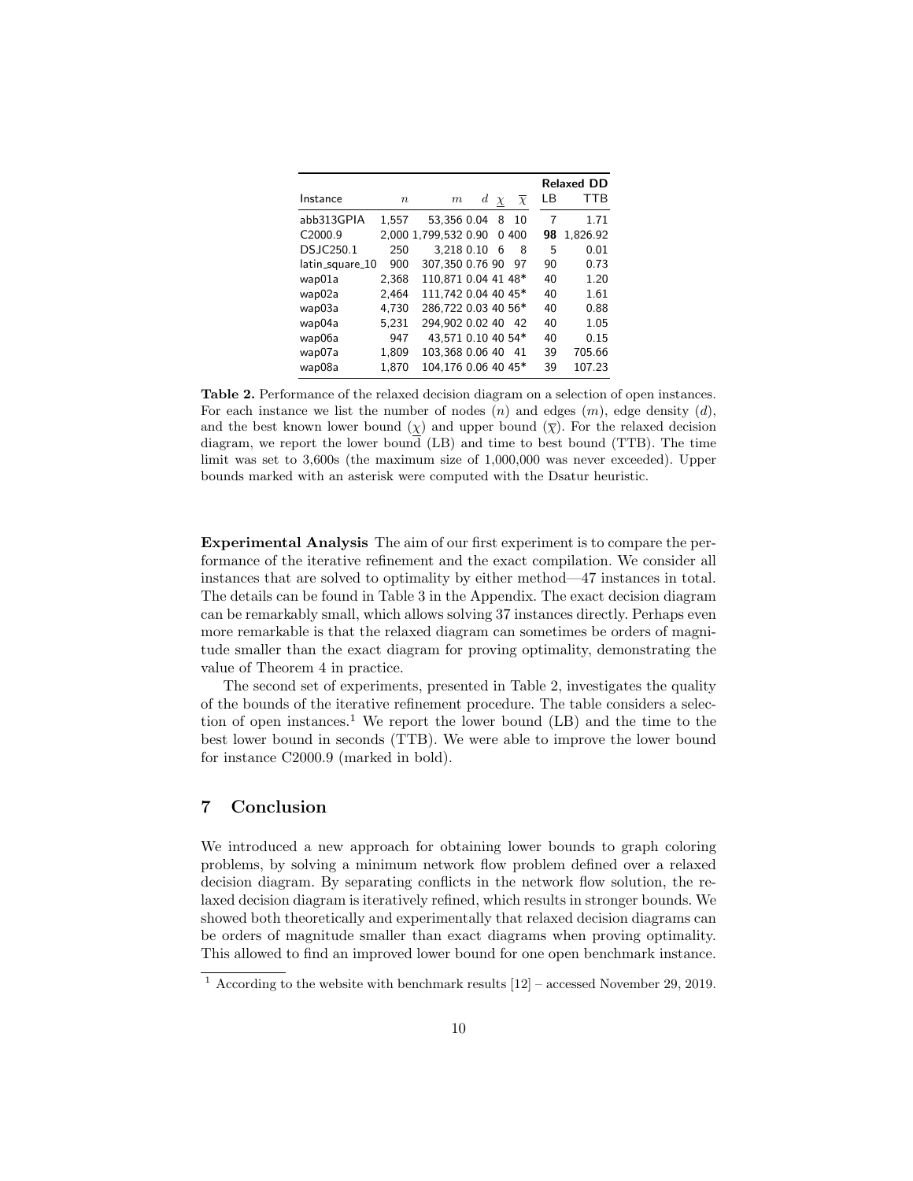| Instance | $n$ | $m$ | $d$ | $\underline{\chi}$ | $\overline{\chi}$ | Relaxed DD LB | Relaxed DD TTB |
|---|---|---|---|---|---|---|---|
| abb313GPIA | 1,557 | 53,356 | 0.04 | 8 | 10 | 7 | 1.71 |
| C2000.9 | 2,000 | 1,799,532 | 0.90 | 0 | 400 | **98** | 1,826.92 |
| DSJC250.1 | 250 | 3,218 | 0.10 | 6 | 8 | 5 | 0.01 |
| latin_square_10 | 900 | 307,350 | 0.76 | 90 | 97 | 90 | 0.73 |
| wap01a | 2,368 | 110,871 | 0.04 | 41 | 48* | 40 | 1.20 |
| wap02a | 2,464 | 111,742 | 0.04 | 40 | 45* | 40 | 1.61 |
| wap03a | 4,730 | 286,722 | 0.03 | 40 | 56* | 40 | 0.88 |
| wap04a | 5,231 | 294,902 | 0.02 | 40 | 42 | 40 | 1.05 |
| wap06a | 947 | 43,571 | 0.10 | 40 | 54* | 40 | 0.15 |
| wap07a | 1,809 | 103,368 | 0.06 | 40 | 41 | 39 | 705.66 |
| wap08a | 1,870 | 104,176 | 0.06 | 40 | 45* | 39 | 107.23 |

**Table 2.** Performance of the relaxed decision diagram on a selection of open instances. For each instance we list the number of nodes ($n$) and edges ($m$), edge density ($d$), and the best known lower bound ($\underline{\chi}$) and upper bound ($\overline{\chi}$). For the relaxed decision diagram, we report the lower bound (LB) and time to best bound (TTB). The time limit was set to 3,600s (the maximum size of 1,000,000 was never exceeded). Upper bounds marked with an asterisk were computed with the Dsatur heuristic.

**Experimental Analysis** The aim of our first experiment is to compare the performance of the iterative refinement and the exact compilation. We consider all instances that are solved to optimality by either method—47 instances in total. The details can be found in Table 3 in the Appendix. The exact decision diagram can be remarkably small, which allows solving 37 instances directly. Perhaps even more remarkable is that the relaxed diagram can sometimes be orders of magnitude smaller than the exact diagram for proving optimality, demonstrating the value of Theorem 4 in practice.

The second set of experiments, presented in Table 2, investigates the quality of the bounds of the iterative refinement procedure. The table considers a selection of open instances.[1] We report the lower bound (LB) and the time to the best lower bound in seconds (TTB). We were able to improve the lower bound for instance C2000.9 (marked in bold).

## 7 Conclusion

We introduced a new approach for obtaining lower bounds to graph coloring problems, by solving a minimum network flow problem defined over a relaxed decision diagram. By separating conflicts in the network flow solution, the relaxed decision diagram is iteratively refined, which results in stronger bounds. We showed both theoretically and experimentally that relaxed decision diagrams can be orders of magnitude smaller than exact diagrams when proving optimality. This allowed to find an improved lower bound for one open benchmark instance.

[1] According to the website with benchmark results [12] – accessed November 29, 2019.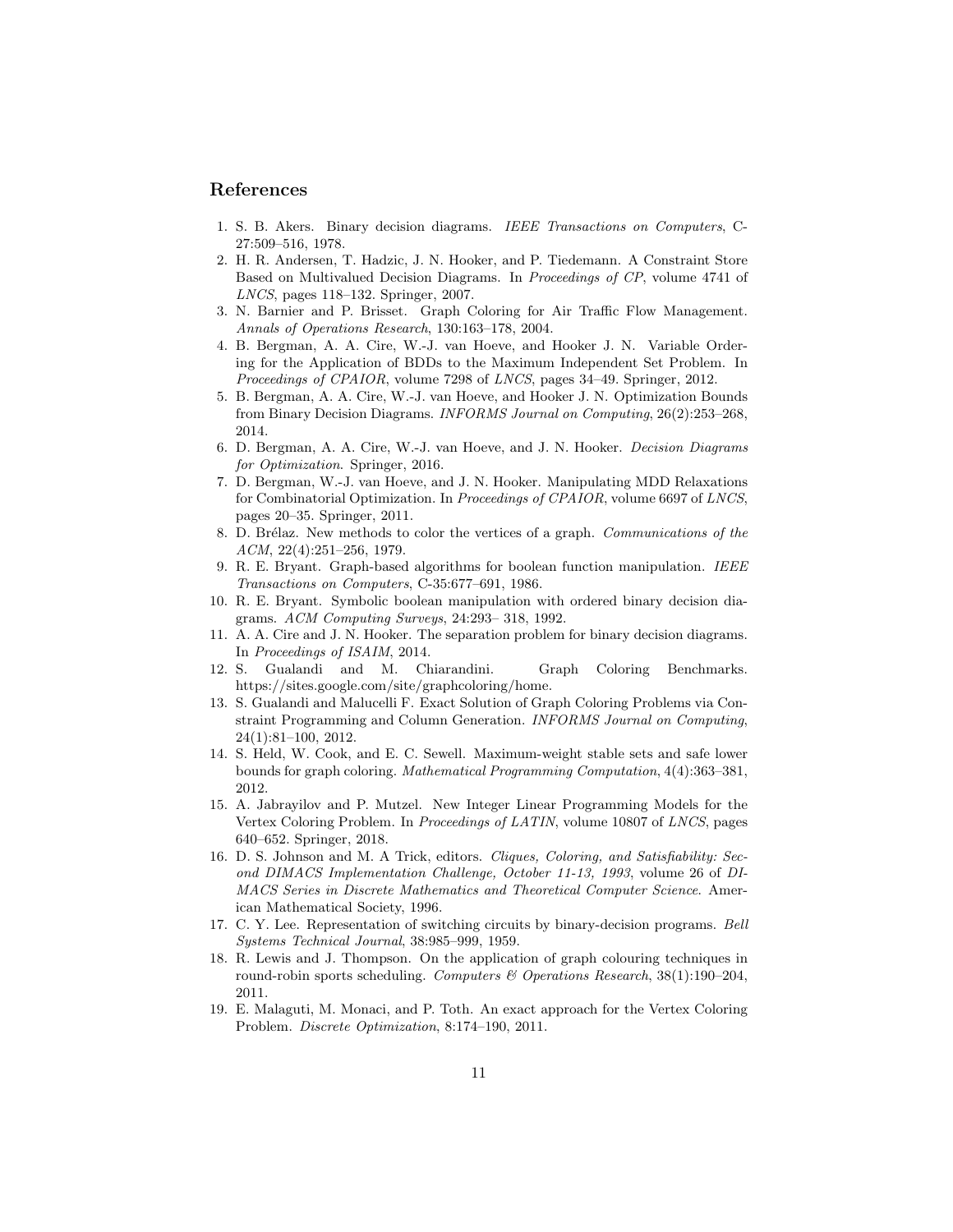## References

1. S. B. Akers. Binary decision diagrams. *IEEE Transactions on Computers*, C-27:509–516, 1978.
2. H. R. Andersen, T. Hadzic, J. N. Hooker, and P. Tiedemann. A Constraint Store Based on Multivalued Decision Diagrams. In *Proceedings of CP*, volume 4741 of *LNCS*, pages 118–132. Springer, 2007.
3. N. Barnier and P. Brisset. Graph Coloring for Air Traffic Flow Management. *Annals of Operations Research*, 130:163–178, 2004.
4. B. Bergman, A. A. Cire, W.-J. van Hoeve, and Hooker J. N. Variable Ordering for the Application of BDDs to the Maximum Independent Set Problem. In *Proceedings of CPAIOR*, volume 7298 of *LNCS*, pages 34–49. Springer, 2012.
5. B. Bergman, A. A. Cire, W.-J. van Hoeve, and Hooker J. N. Optimization Bounds from Binary Decision Diagrams. *INFORMS Journal on Computing*, 26(2):253–268, 2014.
6. D. Bergman, A. A. Cire, W.-J. van Hoeve, and J. N. Hooker. *Decision Diagrams for Optimization*. Springer, 2016.
7. D. Bergman, W.-J. van Hoeve, and J. N. Hooker. Manipulating MDD Relaxations for Combinatorial Optimization. In *Proceedings of CPAIOR*, volume 6697 of *LNCS*, pages 20–35. Springer, 2011.
8. D. Brélaz. New methods to color the vertices of a graph. *Communications of the ACM*, 22(4):251–256, 1979.
9. R. E. Bryant. Graph-based algorithms for boolean function manipulation. *IEEE Transactions on Computers*, C-35:677–691, 1986.
10. R. E. Bryant. Symbolic boolean manipulation with ordered binary decision diagrams. *ACM Computing Surveys*, 24:293– 318, 1992.
11. A. A. Cire and J. N. Hooker. The separation problem for binary decision diagrams. In *Proceedings of ISAIM*, 2014.
12. S. Gualandi and M. Chiarandini. Graph Coloring Benchmarks. https://sites.google.com/site/graphcoloring/home.
13. S. Gualandi and Malucelli F. Exact Solution of Graph Coloring Problems via Constraint Programming and Column Generation. *INFORMS Journal on Computing*, 24(1):81–100, 2012.
14. S. Held, W. Cook, and E. C. Sewell. Maximum-weight stable sets and safe lower bounds for graph coloring. *Mathematical Programming Computation*, 4(4):363–381, 2012.
15. A. Jabrayilov and P. Mutzel. New Integer Linear Programming Models for the Vertex Coloring Problem. In *Proceedings of LATIN*, volume 10807 of *LNCS*, pages 640–652. Springer, 2018.
16. D. S. Johnson and M. A Trick, editors. *Cliques, Coloring, and Satisfiability: Second DIMACS Implementation Challenge, October 11-13, 1993*, volume 26 of *DIMACS Series in Discrete Mathematics and Theoretical Computer Science*. American Mathematical Society, 1996.
17. C. Y. Lee. Representation of switching circuits by binary-decision programs. *Bell Systems Technical Journal*, 38:985–999, 1959.
18. R. Lewis and J. Thompson. On the application of graph colouring techniques in round-robin sports scheduling. *Computers & Operations Research*, 38(1):190–204, 2011.
19. E. Malaguti, M. Monaci, and P. Toth. An exact approach for the Vertex Coloring Problem. *Discrete Optimization*, 8:174–190, 2011.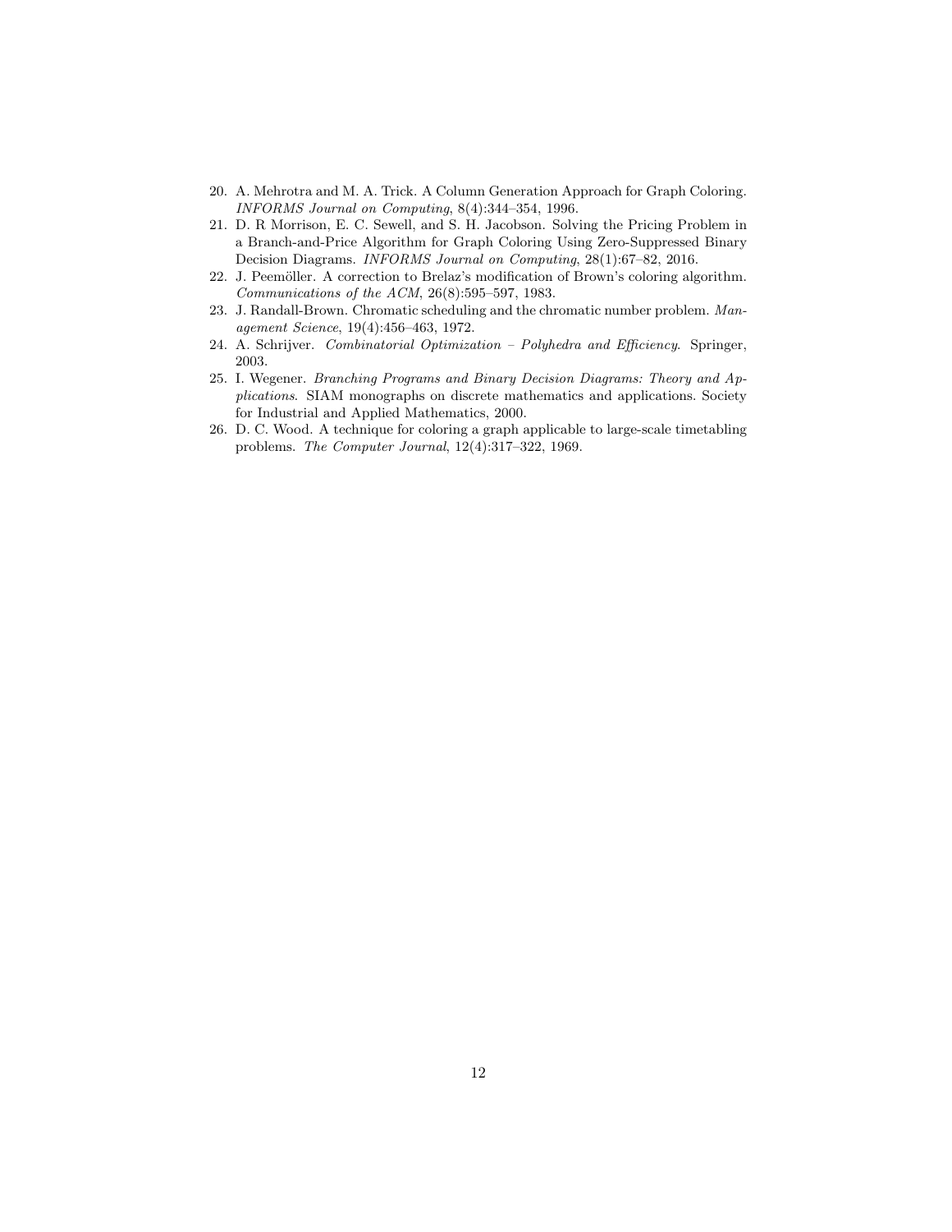20. A. Mehrotra and M. A. Trick. A Column Generation Approach for Graph Coloring. *INFORMS Journal on Computing*, 8(4):344–354, 1996.
21. D. R Morrison, E. C. Sewell, and S. H. Jacobson. Solving the Pricing Problem in a Branch-and-Price Algorithm for Graph Coloring Using Zero-Suppressed Binary Decision Diagrams. *INFORMS Journal on Computing*, 28(1):67–82, 2016.
22. J. Peemöller. A correction to Brelaz's modification of Brown's coloring algorithm. *Communications of the ACM*, 26(8):595–597, 1983.
23. J. Randall-Brown. Chromatic scheduling and the chromatic number problem. *Management Science*, 19(4):456–463, 1972.
24. A. Schrijver. *Combinatorial Optimization – Polyhedra and Efficiency*. Springer, 2003.
25. I. Wegener. *Branching Programs and Binary Decision Diagrams: Theory and Applications*. SIAM monographs on discrete mathematics and applications. Society for Industrial and Applied Mathematics, 2000.
26. D. C. Wood. A technique for coloring a graph applicable to large-scale timetabling problems. *The Computer Journal*, 12(4):317–322, 1969.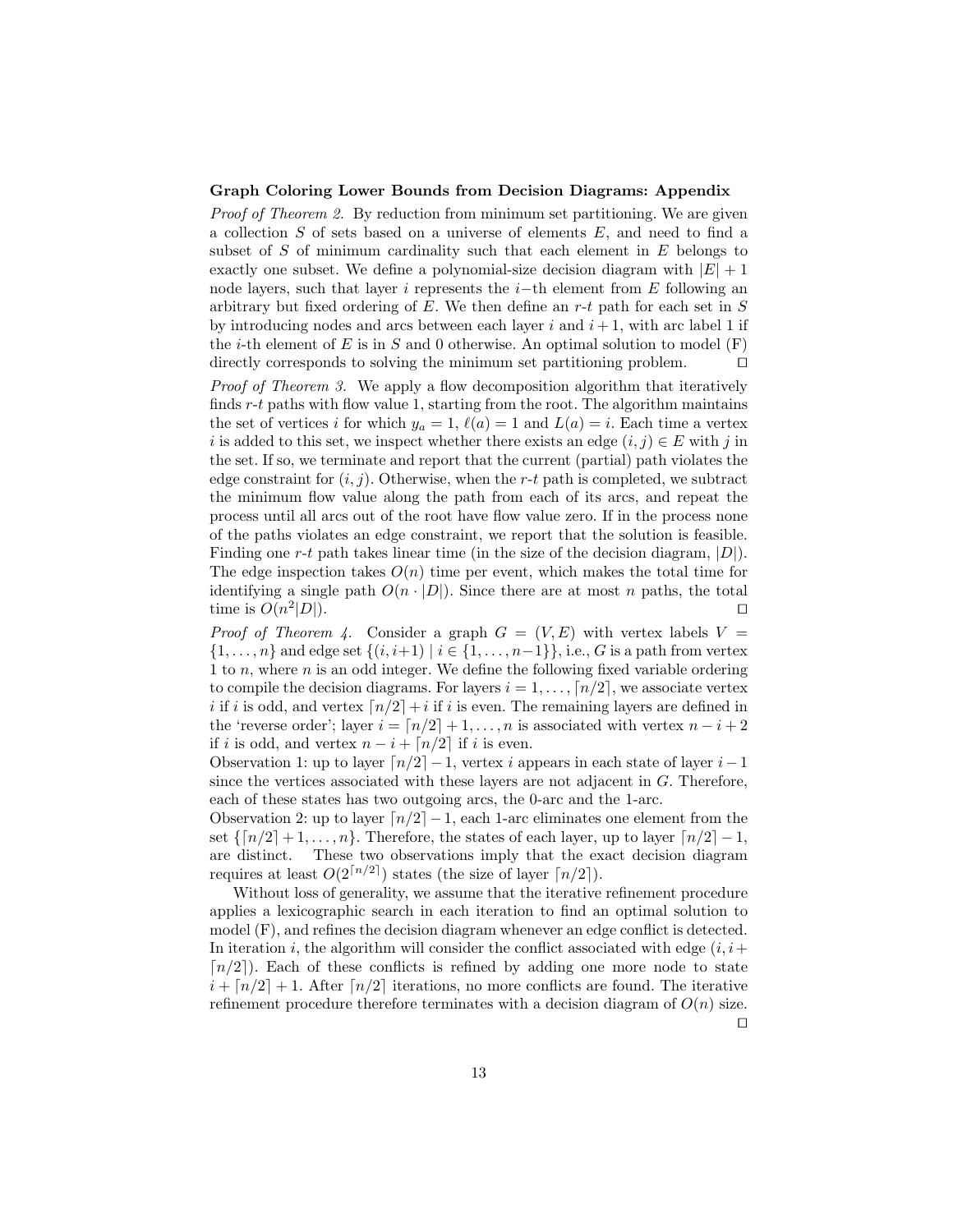**Graph Coloring Lower Bounds from Decision Diagrams: Appendix**

*Proof of Theorem 2.* By reduction from minimum set partitioning. We are given a collection $S$ of sets based on a universe of elements $E$, and need to find a subset of $S$ of minimum cardinality such that each element in $E$ belongs to exactly one subset. We define a polynomial-size decision diagram with $|E|+1$ node layers, such that layer $i$ represents the $i$−th element from $E$ following an arbitrary but fixed ordering of $E$. We then define an $r$-$t$ path for each set in $S$ by introducing nodes and arcs between each layer $i$ and $i+1$, with arc label 1 if the $i$-th element of $E$ is in $S$ and 0 otherwise. An optimal solution to model (F) directly corresponds to solving the minimum set partitioning problem. ◻

*Proof of Theorem 3.* We apply a flow decomposition algorithm that iteratively finds $r$-$t$ paths with flow value 1, starting from the root. The algorithm maintains the set of vertices $i$ for which $y_a = 1$, $\ell(a) = 1$ and $L(a) = i$. Each time a vertex $i$ is added to this set, we inspect whether there exists an edge $(i, j) \in E$ with $j$ in the set. If so, we terminate and report that the current (partial) path violates the edge constraint for $(i, j)$. Otherwise, when the $r$-$t$ path is completed, we subtract the minimum flow value along the path from each of its arcs, and repeat the process until all arcs out of the root have flow value zero. If in the process none of the paths violates an edge constraint, we report that the solution is feasible. Finding one $r$-$t$ path takes linear time (in the size of the decision diagram, $|D|$). The edge inspection takes $O(n)$ time per event, which makes the total time for identifying a single path $O(n \cdot |D|)$. Since there are at most $n$ paths, the total time is $O(n^2|D|)$. ◻

*Proof of Theorem 4.* Consider a graph $G = (V, E)$ with vertex labels $V = \{1, \dots, n\}$ and edge set $\{(i, i+1) \mid i \in \{1, \dots, n-1\}\}$, i.e., $G$ is a path from vertex 1 to $n$, where $n$ is an odd integer. We define the following fixed variable ordering to compile the decision diagrams. For layers $i = 1, \dots, \lceil n/2 \rceil$, we associate vertex $i$ if $i$ is odd, and vertex $\lceil n/2 \rceil + i$ if $i$ is even. The remaining layers are defined in the 'reverse order'; layer $i = \lceil n/2 \rceil + 1, \dots, n$ is associated with vertex $n - i + 2$ if $i$ is odd, and vertex $n - i + \lceil n/2 \rceil$ if $i$ is even.

Observation 1: up to layer $\lceil n/2 \rceil - 1$, vertex $i$ appears in each state of layer $i-1$ since the vertices associated with these layers are not adjacent in $G$. Therefore, each of these states has two outgoing arcs, the 0-arc and the 1-arc.

Observation 2: up to layer $\lceil n/2 \rceil - 1$, each 1-arc eliminates one element from the set $\{\lceil n/2 \rceil + 1, \dots, n\}$. Therefore, the states of each layer, up to layer $\lceil n/2 \rceil - 1$, are distinct. These two observations imply that the exact decision diagram requires at least $O(2^{\lceil n/2 \rceil})$ states (the size of layer $\lceil n/2 \rceil$).

Without loss of generality, we assume that the iterative refinement procedure applies a lexicographic search in each iteration to find an optimal solution to model (F), and refines the decision diagram whenever an edge conflict is detected. In iteration $i$, the algorithm will consider the conflict associated with edge $(i, i + \lceil n/2 \rceil)$. Each of these conflicts is refined by adding one more node to state $i + \lceil n/2 \rceil + 1$. After $\lceil n/2 \rceil$ iterations, no more conflicts are found. The iterative refinement procedure therefore terminates with a decision diagram of $O(n)$ size. ◻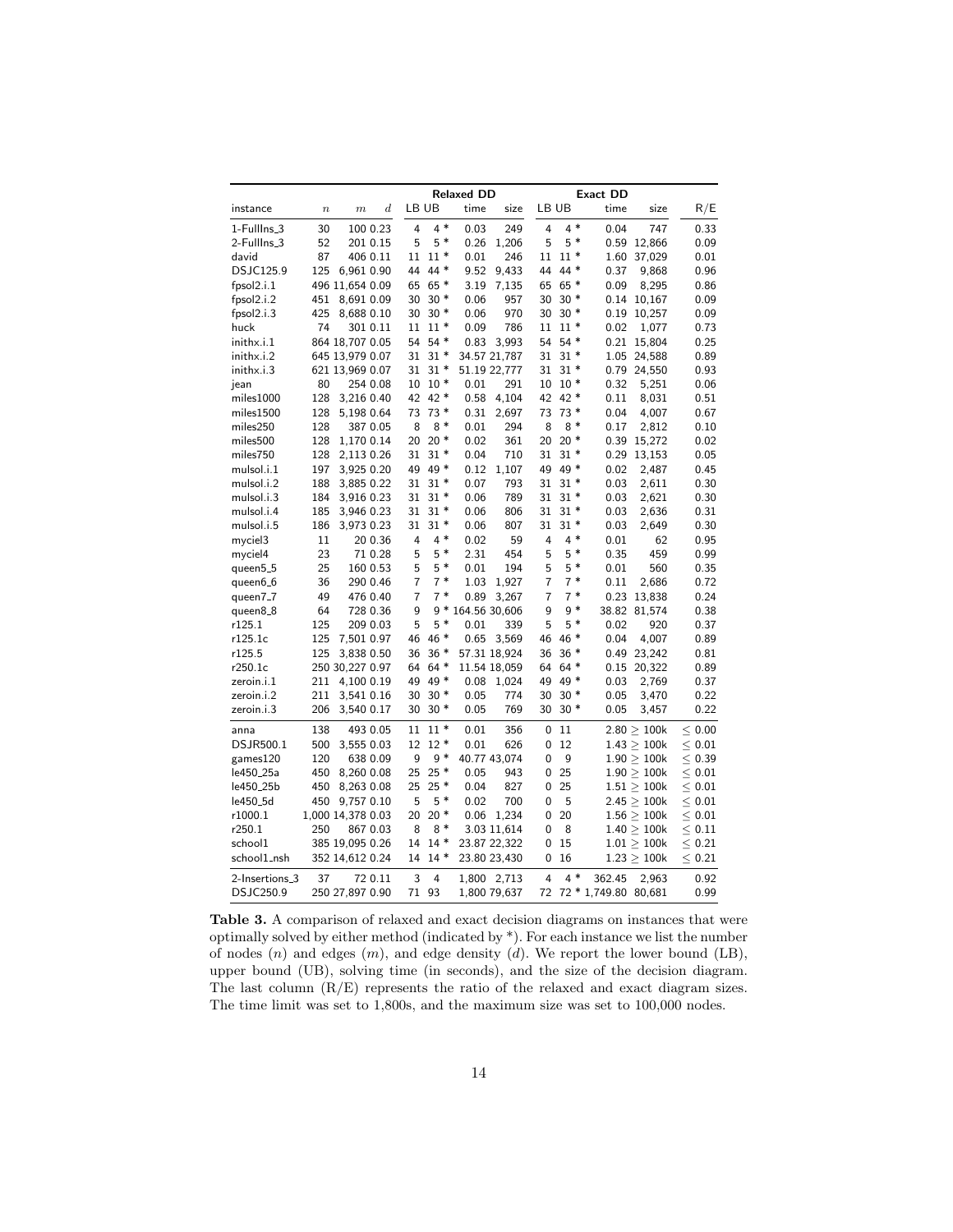| | | | | Relaxed DD | | | | Exact DD | | | | |
|---|---|---|---|---|---|---|---|---|---|---|---|---|
| instance | $n$ | $m$ | $d$ | LB | UB | time | size | LB | UB | time | size | R/E |
| 1-FullIns_3 | 30 | 100 | 0.23 | 4 | 4 * | 0.03 | 249 | 4 | 4 * | 0.04 | 747 | 0.33 |
| 2-FullIns_3 | 52 | 201 | 0.15 | 5 | 5 * | 0.26 | 1,206 | 5 | 5 * | 0.59 | 12,866 | 0.09 |
| david | 87 | 406 | 0.11 | 11 | 11 * | 0.01 | 246 | 11 | 11 * | 1.60 | 37,029 | 0.01 |
| DSJC125.9 | 125 | 6,961 | 0.90 | 44 | 44 * | 9.52 | 9,433 | 44 | 44 * | 0.37 | 9,868 | 0.96 |
| fpsol2.i.1 | 496 | 11,654 | 0.09 | 65 | 65 * | 3.19 | 7,135 | 65 | 65 * | 0.09 | 8,295 | 0.86 |
| fpsol2.i.2 | 451 | 8,691 | 0.09 | 30 | 30 * | 0.06 | 957 | 30 | 30 * | 0.14 | 10,167 | 0.09 |
| fpsol2.i.3 | 425 | 8,688 | 0.10 | 30 | 30 * | 0.06 | 970 | 30 | 30 * | 0.19 | 10,257 | 0.09 |
| huck | 74 | 301 | 0.11 | 11 | 11 * | 0.09 | 786 | 11 | 11 * | 0.02 | 1,077 | 0.73 |
| inithx.i.1 | 864 | 18,707 | 0.05 | 54 | 54 * | 0.83 | 3,993 | 54 | 54 * | 0.21 | 15,804 | 0.25 |
| inithx.i.2 | 645 | 13,979 | 0.07 | 31 | 31 * | 34.57 | 21,787 | 31 | 31 * | 1.05 | 24,588 | 0.89 |
| inithx.i.3 | 621 | 13,969 | 0.07 | 31 | 31 * | 51.19 | 22,777 | 31 | 31 * | 0.79 | 24,550 | 0.93 |
| jean | 80 | 254 | 0.08 | 10 | 10 * | 0.01 | 291 | 10 | 10 * | 0.32 | 5,251 | 0.06 |
| miles1000 | 128 | 3,216 | 0.40 | 42 | 42 * | 0.58 | 4,104 | 42 | 42 * | 0.11 | 8,031 | 0.51 |
| miles1500 | 128 | 5,198 | 0.64 | 73 | 73 * | 0.31 | 2,697 | 73 | 73 * | 0.04 | 4,007 | 0.67 |
| miles250 | 128 | 387 | 0.05 | 8 | 8 * | 0.01 | 294 | 8 | 8 * | 0.17 | 2,812 | 0.10 |
| miles500 | 128 | 1,170 | 0.14 | 20 | 20 * | 0.02 | 361 | 20 | 20 * | 0.39 | 15,272 | 0.02 |
| miles750 | 128 | 2,113 | 0.26 | 31 | 31 * | 0.04 | 710 | 31 | 31 * | 0.29 | 13,153 | 0.05 |
| mulsol.i.1 | 197 | 3,925 | 0.20 | 49 | 49 * | 0.12 | 1,107 | 49 | 49 * | 0.02 | 2,487 | 0.45 |
| mulsol.i.2 | 188 | 3,885 | 0.22 | 31 | 31 * | 0.07 | 793 | 31 | 31 * | 0.03 | 2,611 | 0.30 |
| mulsol.i.3 | 184 | 3,916 | 0.23 | 31 | 31 * | 0.06 | 789 | 31 | 31 * | 0.03 | 2,621 | 0.30 |
| mulsol.i.4 | 185 | 3,946 | 0.23 | 31 | 31 * | 0.06 | 806 | 31 | 31 * | 0.03 | 2,636 | 0.31 |
| mulsol.i.5 | 186 | 3,973 | 0.23 | 31 | 31 * | 0.06 | 807 | 31 | 31 * | 0.03 | 2,649 | 0.30 |
| myciel3 | 11 | 20 | 0.36 | 4 | 4 * | 0.02 | 59 | 4 | 4 * | 0.01 | 62 | 0.95 |
| myciel4 | 23 | 71 | 0.28 | 5 | 5 * | 2.31 | 454 | 5 | 5 * | 0.35 | 459 | 0.99 |
| queen5_5 | 25 | 160 | 0.53 | 5 | 5 * | 0.01 | 194 | 5 | 5 * | 0.01 | 560 | 0.35 |
| queen6_6 | 36 | 290 | 0.46 | 7 | 7 * | 1.03 | 1,927 | 7 | 7 * | 0.11 | 2,686 | 0.72 |
| queen7_7 | 49 | 476 | 0.40 | 7 | 7 * | 0.89 | 3,267 | 7 | 7 * | 0.23 | 13,838 | 0.24 |
| queen8_8 | 64 | 728 | 0.36 | 9 | 9 * | 164.56 | 30,606 | 9 | 9 * | 38.82 | 81,574 | 0.38 |
| r125.1 | 125 | 209 | 0.03 | 5 | 5 * | 0.01 | 339 | 5 | 5 * | 0.02 | 920 | 0.37 |
| r125.1c | 125 | 7,501 | 0.97 | 46 | 46 * | 0.65 | 3,569 | 46 | 46 * | 0.04 | 4,007 | 0.89 |
| r125.5 | 125 | 3,838 | 0.50 | 36 | 36 * | 57.31 | 18,924 | 36 | 36 * | 0.49 | 23,242 | 0.81 |
| r250.1c | 250 | 30,227 | 0.97 | 64 | 64 * | 11.54 | 18,059 | 64 | 64 * | 0.15 | 20,322 | 0.89 |
| zeroin.i.1 | 211 | 4,100 | 0.19 | 49 | 49 * | 0.08 | 1,024 | 49 | 49 * | 0.03 | 2,769 | 0.37 |
| zeroin.i.2 | 211 | 3,541 | 0.16 | 30 | 30 * | 0.05 | 774 | 30 | 30 * | 0.05 | 3,470 | 0.22 |
| zeroin.i.3 | 206 | 3,540 | 0.17 | 30 | 30 * | 0.05 | 769 | 30 | 30 * | 0.05 | 3,457 | 0.22 |
| anna | 138 | 493 | 0.05 | 11 | 11 * | 0.01 | 356 | 0 | 11 | 2.80 | $\geq$ 100k | $\leq$ 0.00 |
| DSJR500.1 | 500 | 3,555 | 0.03 | 12 | 12 * | 0.01 | 626 | 0 | 12 | 1.43 | $\geq$ 100k | $\leq$ 0.01 |
| games120 | 120 | 638 | 0.09 | 9 | 9 * | 40.77 | 43,074 | 0 | 9 | 1.90 | $\geq$ 100k | $\leq$ 0.39 |
| le450_25a | 450 | 8,260 | 0.08 | 25 | 25 * | 0.05 | 943 | 0 | 25 | 1.90 | $\geq$ 100k | $\leq$ 0.01 |
| le450_25b | 450 | 8,263 | 0.08 | 25 | 25 * | 0.04 | 827 | 0 | 25 | 1.51 | $\geq$ 100k | $\leq$ 0.01 |
| le450_5d | 450 | 9,757 | 0.10 | 5 | 5 * | 0.02 | 700 | 0 | 5 | 2.45 | $\geq$ 100k | $\leq$ 0.01 |
| r1000.1 | 1,000 | 14,378 | 0.03 | 20 | 20 * | 0.06 | 1,234 | 0 | 20 | 1.56 | $\geq$ 100k | $\leq$ 0.01 |
| r250.1 | 250 | 867 | 0.03 | 8 | 8 * | 3.03 | 11,614 | 0 | 8 | 1.40 | $\geq$ 100k | $\leq$ 0.11 |
| school1 | 385 | 19,095 | 0.26 | 14 | 14 * | 23.87 | 22,322 | 0 | 15 | 1.01 | $\geq$ 100k | $\leq$ 0.21 |
| school1_nsh | 352 | 14,612 | 0.24 | 14 | 14 * | 23.80 | 23,430 | 0 | 16 | 1.23 | $\geq$ 100k | $\leq$ 0.21 |
| 2-Insertions_3 | 37 | 72 | 0.11 | 3 | 4 | 1,800 | 2,713 | 4 | 4 * | 362.45 | 2,963 | 0.92 |
| DSJC250.9 | 250 | 27,897 | 0.90 | 71 | 93 | 1,800 | 79,637 | 72 | 72 * | 1,749.80 | 80,681 | 0.99 |

**Table 3.** A comparison of relaxed and exact decision diagrams on instances that were optimally solved by either method (indicated by *). For each instance we list the number of nodes ($n$) and edges ($m$), and edge density ($d$). We report the lower bound (LB), upper bound (UB), solving time (in seconds), and the size of the decision diagram. The last column (R/E) represents the ratio of the relaxed and exact diagram sizes. The time limit was set to 1,800s, and the maximum size was set to 100,000 nodes.